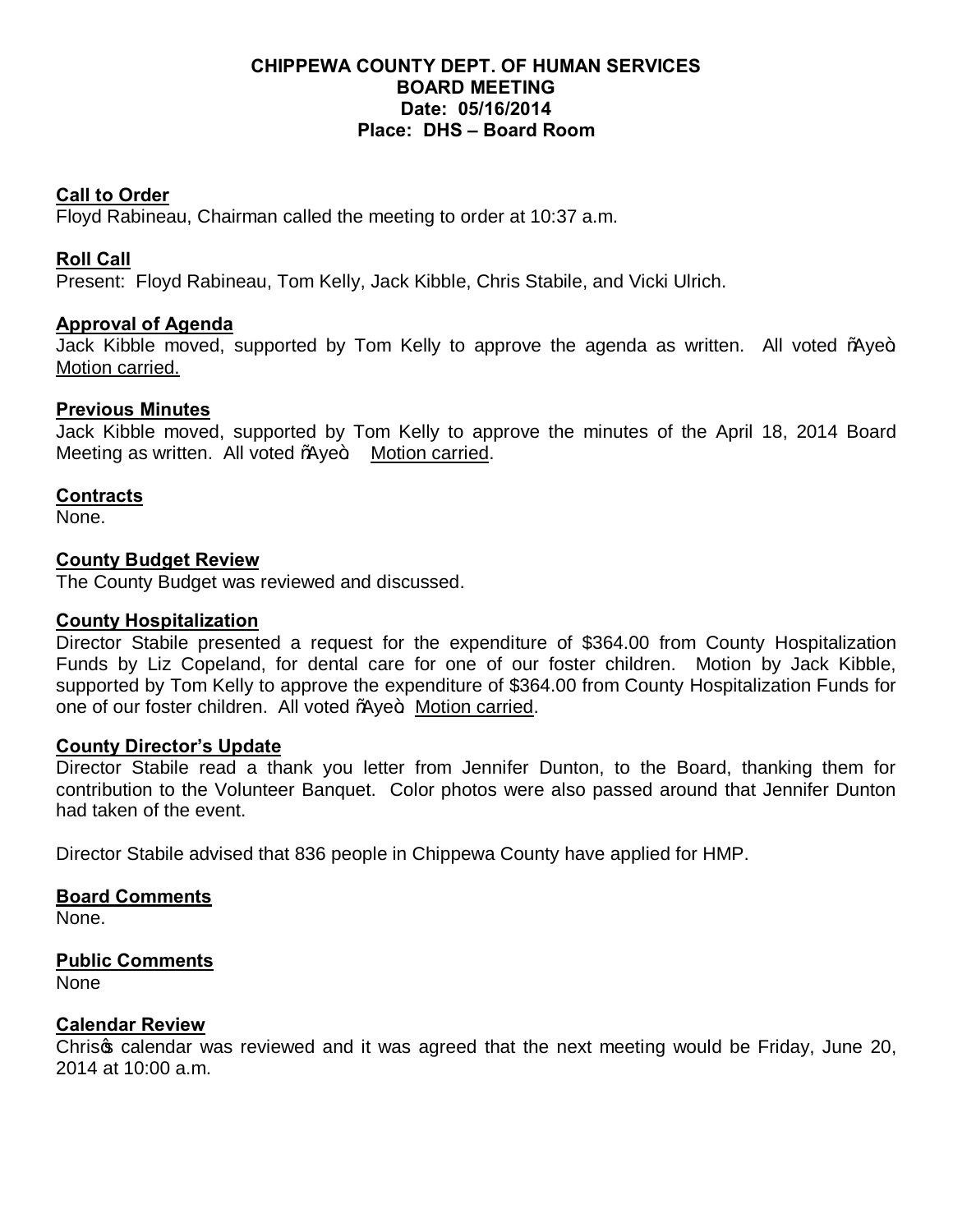**CHIPPEWA COUNTY DEPT. OF HUMAN SERVICES**
**BOARD MEETING**
**Date: 05/16/2014**
**Place: DHS – Board Room**

**Call to Order**
Floyd Rabineau, Chairman called the meeting to order at 10:37 a.m.

**Roll Call**
Present: Floyd Rabineau, Tom Kelly, Jack Kibble, Chris Stabile, and Vicki Ulrich.

**Approval of Agenda**
Jack Kibble moved, supported by Tom Kelly to approve the agenda as written. All voted "Aye". Motion carried.

**Previous Minutes**
Jack Kibble moved, supported by Tom Kelly to approve the minutes of the April 18, 2014 Board Meeting as written. All voted "Aye". Motion carried.

**Contracts**
None.

**County Budget Review**
The County Budget was reviewed and discussed.

**County Hospitalization**
Director Stabile presented a request for the expenditure of $364.00 from County Hospitalization Funds by Liz Copeland, for dental care for one of our foster children. Motion by Jack Kibble, supported by Tom Kelly to approve the expenditure of $364.00 from County Hospitalization Funds for one of our foster children. All voted "Aye". Motion carried.

**County Director's Update**
Director Stabile read a thank you letter from Jennifer Dunton, to the Board, thanking them for contribution to the Volunteer Banquet. Color photos were also passed around that Jennifer Dunton had taken of the event.

Director Stabile advised that 836 people in Chippewa County have applied for HMP.

**Board Comments**
None.

**Public Comments**
None

**Calendar Review**
Chris's calendar was reviewed and it was agreed that the next meeting would be Friday, June 20, 2014 at 10:00 a.m.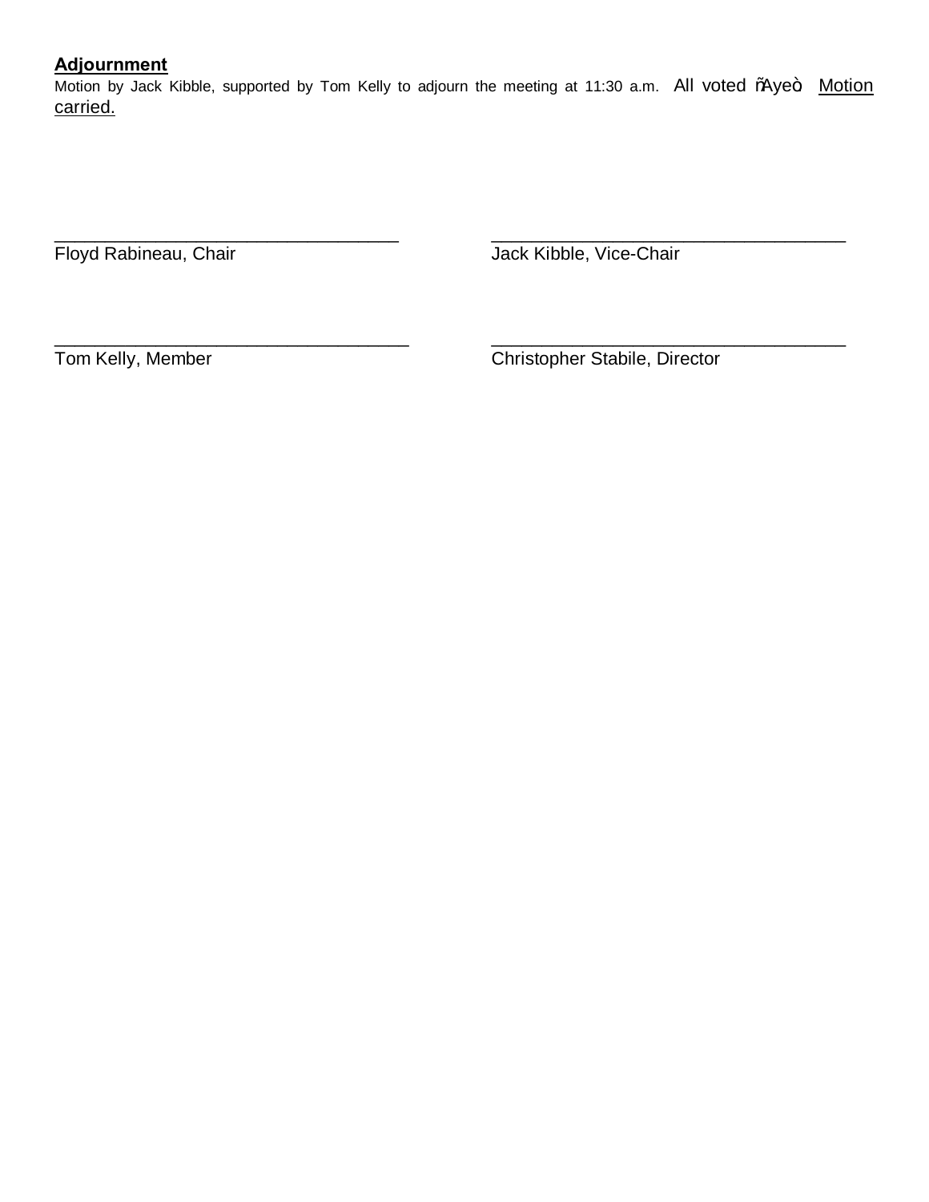**Adjournment**

Motion by Jack Kibble, supported by Tom Kelly to adjourn the meeting at 11:30 a.m. All voted "Aye". Motion carried.

\_\_\_\_\_\_\_\_\_\_\_\_\_\_\_\_\_\_\_\_\_\_\_\_\_\_\_\_\_\_\_\_\_\_\_
Floyd Rabineau, Chair

\_\_\_\_\_\_\_\_\_\_\_\_\_\_\_\_\_\_\_\_\_\_\_\_\_\_\_\_\_\_\_\_\_\_\_
Jack Kibble, Vice-Chair

\_\_\_\_\_\_\_\_\_\_\_\_\_\_\_\_\_\_\_\_\_\_\_\_\_\_\_\_\_\_\_\_\_\_\_
Tom Kelly, Member

\_\_\_\_\_\_\_\_\_\_\_\_\_\_\_\_\_\_\_\_\_\_\_\_\_\_\_\_\_\_\_\_\_\_\_
Christopher Stabile, Director